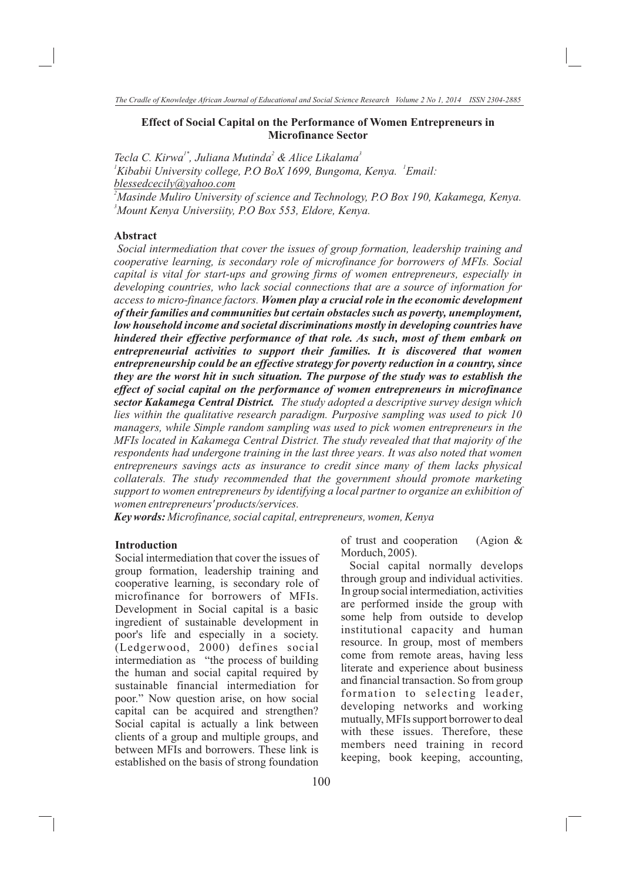# Effect of Social Capital on the Performance of Women Entrepreneurs in Microfinance Sector

*Tecla C. Kirwa*[1*], *Juliana Mutinda*[2] *& Alice Likalama*[3]

[1]*Kibabii University college, P.O BoX 1699, Bungoma, Kenya.* [1]*Email: blessedcecily@yahoo.com*

[2]*Masinde Muliro University of science and Technology, P.O Box 190, Kakamega, Kenya.*

[3]*Mount Kenya Universiity, P.O Box 553, Eldore, Kenya.*

## Abstract

*Social intermediation that cover the issues of group formation, leadership training and cooperative learning, is secondary role of microfinance for borrowers of MFIs. Social capital is vital for start-ups and growing firms of women entrepreneurs, especially in developing countries, who lack social connections that are a source of information for access to micro-finance factors.* ***Women play a crucial role in the economic development of their families and communities but certain obstacles such as poverty, unemployment, low household income and societal discriminations mostly in developing countries have hindered their effective performance of that role. As such, most of them embark on entrepreneurial activities to support their families. It is discovered that women entrepreneurship could be an effective strategy for poverty reduction in a country, since they are the worst hit in such situation. The purpose of the study was to establish the effect of social capital on the performance of women entrepreneurs in microfinance sector Kakamega Central District.*** *The study adopted a descriptive survey design which lies within the qualitative research paradigm. Purposive sampling was used to pick 10 managers, while Simple random sampling was used to pick women entrepreneurs in the MFIs located in Kakamega Central District. The study revealed that that majority of the respondents had undergone training in the last three years. It was also noted that women entrepreneurs savings acts as insurance to credit since many of them lacks physical collaterals. The study recommended that the government should promote marketing support to women entrepreneurs by identifying a local partner to organize an exhibition of women entrepreneurs' products/services.*

***Key words:*** *Microfinance, social capital, entrepreneurs, women, Kenya*

## Introduction

Social intermediation that cover the issues of group formation, leadership training and cooperative learning, is secondary role of microfinance for borrowers of MFIs. Development in Social capital is a basic ingredient of sustainable development in poor's life and especially in a society. (Ledgerwood, 2000) defines social intermediation as "the process of building the human and social capital required by sustainable financial intermediation for poor." Now question arise, on how social capital can be acquired and strengthen? Social capital is actually a link between clients of a group and multiple groups, and between MFIs and borrowers. These link is established on the basis of strong foundation of trust and cooperation (Agion & Morduch, 2005).

Social capital normally develops through group and individual activities. In group social intermediation, activities are performed inside the group with some help from outside to develop institutional capacity and human resource. In group, most of members come from remote areas, having less literate and experience about business and financial transaction. So from group formation to selecting leader, developing networks and working mutually, MFIs support borrower to deal with these issues. Therefore, these members need training in record keeping, book keeping, accounting,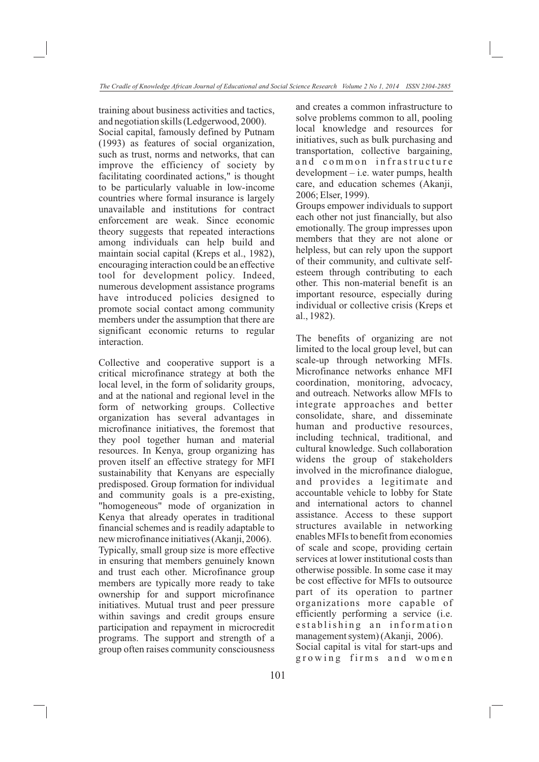training about business activities and tactics, and negotiation skills (Ledgerwood, 2000).
Social capital, famously defined by Putnam (1993) as features of social organization, such as trust, norms and networks, that can improve the efficiency of society by facilitating coordinated actions," is thought to be particularly valuable in low-income countries where formal insurance is largely unavailable and institutions for contract enforcement are weak. Since economic theory suggests that repeated interactions among individuals can help build and maintain social capital (Kreps et al., 1982), encouraging interaction could be an effective tool for development policy. Indeed, numerous development assistance programs have introduced policies designed to promote social contact among community members under the assumption that there are significant economic returns to regular interaction.

Collective and cooperative support is a critical microfinance strategy at both the local level, in the form of solidarity groups, and at the national and regional level in the form of networking groups. Collective organization has several advantages in microfinance initiatives, the foremost that they pool together human and material resources. In Kenya, group organizing has proven itself an effective strategy for MFI sustainability that Kenyans are especially predisposed. Group formation for individual and community goals is a pre-existing, "homogeneous" mode of organization in Kenya that already operates in traditional financial schemes and is readily adaptable to new microfinance initiatives (Akanji, 2006).
Typically, small group size is more effective in ensuring that members genuinely known and trust each other. Microfinance group members are typically more ready to take ownership for and support microfinance initiatives. Mutual trust and peer pressure within savings and credit groups ensure participation and repayment in microcredit programs. The support and strength of a group often raises community consciousness and creates a common infrastructure to solve problems common to all, pooling local knowledge and resources for initiatives, such as bulk purchasing and transportation, collective bargaining, and common infrastructure development – i.e. water pumps, health care, and education schemes (Akanji, 2006; Elser, 1999).
Groups empower individuals to support each other not just financially, but also emotionally. The group impresses upon members that they are not alone or helpless, but can rely upon the support of their community, and cultivate self-esteem through contributing to each other. This non-material benefit is an important resource, especially during individual or collective crisis (Kreps et al., 1982).

The benefits of organizing are not limited to the local group level, but can scale-up through networking MFIs. Microfinance networks enhance MFI coordination, monitoring, advocacy, and outreach. Networks allow MFIs to integrate approaches and better consolidate, share, and disseminate human and productive resources, including technical, traditional, and cultural knowledge. Such collaboration widens the group of stakeholders involved in the microfinance dialogue, and provides a legitimate and accountable vehicle to lobby for State and international actors to channel assistance. Access to these support structures available in networking enables MFIs to benefit from economies of scale and scope, providing certain services at lower institutional costs than otherwise possible. In some case it may be cost effective for MFIs to outsource part of its operation to partner organizations more capable of efficiently performing a service (i.e. establishing an information management system) (Akanji, 2006).
Social capital is vital for start-ups and growing firms and women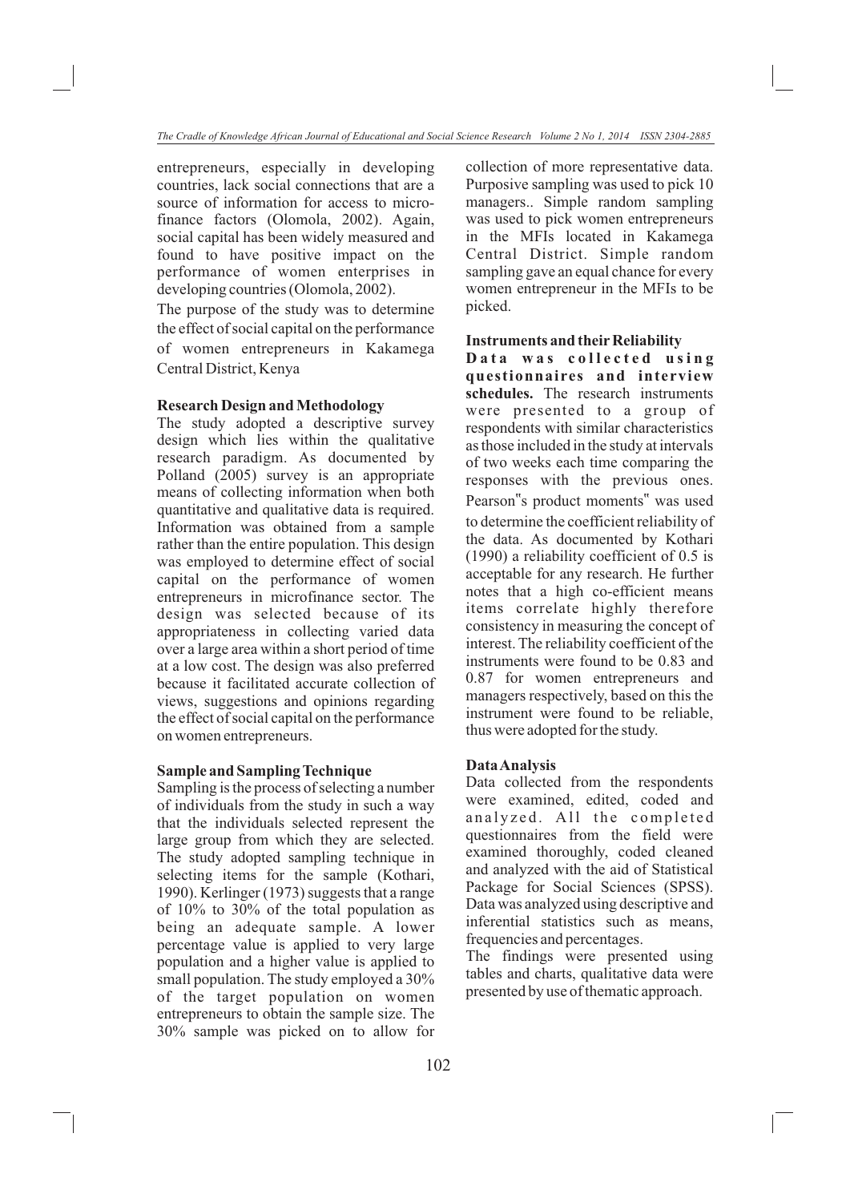entrepreneurs, especially in developing countries, lack social connections that are a source of information for access to micro-finance factors (Olomola, 2002). Again, social capital has been widely measured and found to have positive impact on the performance of women enterprises in developing countries (Olomola, 2002).

The purpose of the study was to determine the effect of social capital on the performance of women entrepreneurs in Kakamega Central District, Kenya

**Research Design and Methodology**

The study adopted a descriptive survey design which lies within the qualitative research paradigm. As documented by Polland (2005) survey is an appropriate means of collecting information when both quantitative and qualitative data is required. Information was obtained from a sample rather than the entire population. This design was employed to determine effect of social capital on the performance of women entrepreneurs in microfinance sector. The design was selected because of its appropriateness in collecting varied data over a large area within a short period of time at a low cost. The design was also preferred because it facilitated accurate collection of views, suggestions and opinions regarding the effect of social capital on the performance on women entrepreneurs.

**Sample and Sampling Technique**

Sampling is the process of selecting a number of individuals from the study in such a way that the individuals selected represent the large group from which they are selected. The study adopted sampling technique in selecting items for the sample (Kothari, 1990). Kerlinger (1973) suggests that a range of 10% to 30% of the total population as being an adequate sample. A lower percentage value is applied to very large population and a higher value is applied to small population. The study employed a 30% of the target population on women entrepreneurs to obtain the sample size. The 30% sample was picked on to allow for collection of more representative data. Purposive sampling was used to pick 10 managers.. Simple random sampling was used to pick women entrepreneurs in the MFIs located in Kakamega Central District. Simple random sampling gave an equal chance for every women entrepreneur in the MFIs to be picked.

**Instruments and their Reliability**

**Data was collected using questionnaires and interview schedules.** The research instruments were presented to a group of respondents with similar characteristics as those included in the study at intervals of two weeks each time comparing the responses with the previous ones. Pearson"s product moments" was used to determine the coefficient reliability of the data. As documented by Kothari (1990) a reliability coefficient of 0.5 is acceptable for any research. He further notes that a high co-efficient means items correlate highly therefore consistency in measuring the concept of interest. The reliability coefficient of the instruments were found to be 0.83 and 0.87 for women entrepreneurs and managers respectively, based on this the instrument were found to be reliable, thus were adopted for the study.

**Data Analysis**

Data collected from the respondents were examined, edited, coded and analyzed. All the completed questionnaires from the field were examined thoroughly, coded cleaned and analyzed with the aid of Statistical Package for Social Sciences (SPSS). Data was analyzed using descriptive and inferential statistics such as means, frequencies and percentages.

The findings were presented using tables and charts, qualitative data were presented by use of thematic approach.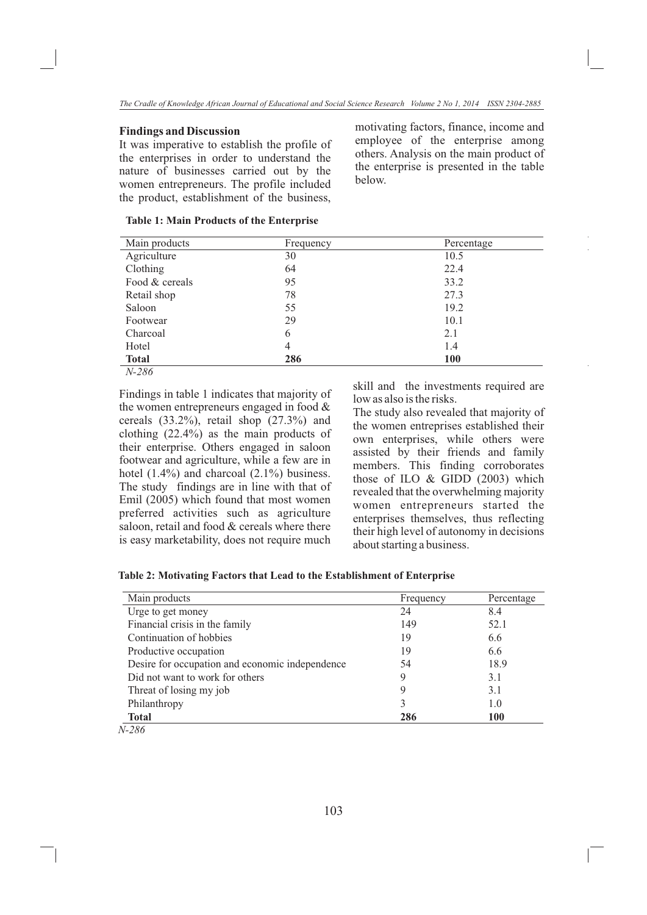## Findings and Discussion

It was imperative to establish the profile of the enterprises in order to understand the nature of businesses carried out by the women entrepreneurs. The profile included the product, establishment of the business, motivating factors, finance, income and employee of the enterprise among others. Analysis on the main product of the enterprise is presented in the table below.

**Table 1: Main Products of the Enterprise**

| Main products | Frequency | Percentage |
|---|---|---|
| Agriculture | 30 | 10.5 |
| Clothing | 64 | 22.4 |
| Food & cereals | 95 | 33.2 |
| Retail shop | 78 | 27.3 |
| Saloon | 55 | 19.2 |
| Footwear | 29 | 10.1 |
| Charcoal | 6 | 2.1 |
| Hotel | 4 | 1.4 |
| **Total** | **286** | **100** |

*N-286*

Findings in table 1 indicates that majority of the women entrepreneurs engaged in food & cereals (33.2%), retail shop (27.3%) and clothing (22.4%) as the main products of their enterprise. Others engaged in saloon footwear and agriculture, while a few are in hotel (1.4%) and charcoal (2.1%) business. The study findings are in line with that of Emil (2005) which found that most women preferred activities such as agriculture saloon, retail and food & cereals where there is easy marketability, does not require much skill and the investments required are low as also is the risks.

The study also revealed that majority of the women entreprises established their own enterprises, while others were assisted by their friends and family members. This finding corroborates those of ILO & GIDD (2003) which revealed that the overwhelming majority women entrepreneurs started the enterprises themselves, thus reflecting their high level of autonomy in decisions about starting a business.

**Table 2: Motivating Factors that Lead to the Establishment of Enterprise**

| Main products | Frequency | Percentage |
|---|---|---|
| Urge to get money | 24 | 8.4 |
| Financial crisis in the family | 149 | 52.1 |
| Continuation of hobbies | 19 | 6.6 |
| Productive occupation | 19 | 6.6 |
| Desire for occupation and economic independence | 54 | 18.9 |
| Did not want to work for others | 9 | 3.1 |
| Threat of losing my job | 9 | 3.1 |
| Philanthropy | 3 | 1.0 |
| **Total** | **286** | **100** |

*N-286*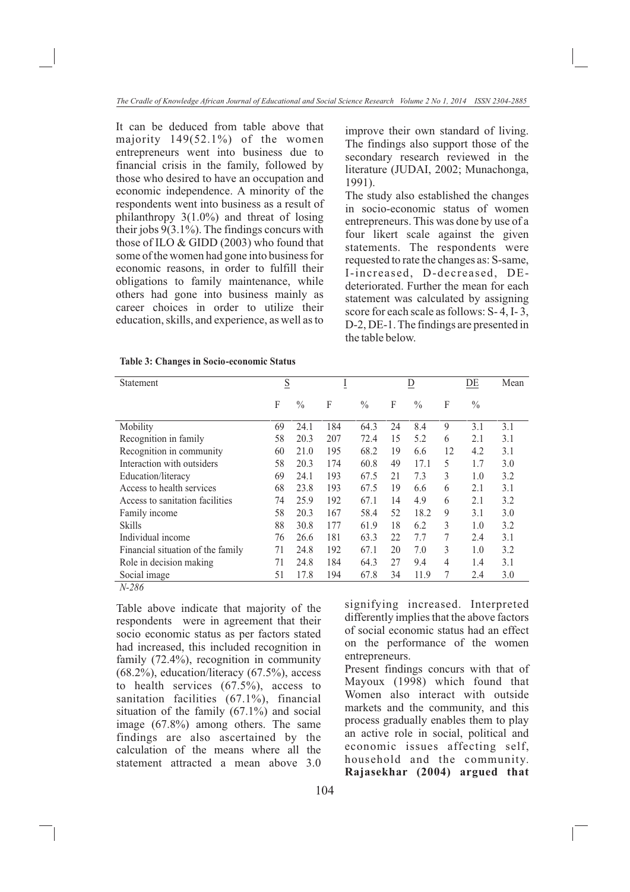It can be deduced from table above that majority 149(52.1%) of the women entrepreneurs went into business due to financial crisis in the family, followed by those who desired to have an occupation and economic independence. A minority of the respondents went into business as a result of philanthropy 3(1.0%) and threat of losing their jobs 9(3.1%). The findings concurs with those of ILO & GIDD (2003) who found that some of the women had gone into business for economic reasons, in order to fulfill their obligations to family maintenance, while others had gone into business mainly as career choices in order to utilize their education, skills, and experience, as well as to improve their own standard of living. The findings also support those of the secondary research reviewed in the literature (JUDAI, 2002; Munachonga, 1991).

The study also established the changes in socio-economic status of women entrepreneurs. This was done by use of a four likert scale against the given statements. The respondents were requested to rate the changes as: S-same, I-increased, D-decreased, DE-deteriorated. Further the mean for each statement was calculated by assigning score for each scale as follows: S- 4, I- 3, D-2, DE-1. The findings are presented in the table below.

**Table 3: Changes in Socio-economic Status**

| Statement | S | | I | | D | | DE | | Mean |
|---|---|---|---|---|---|---|---|---|---|
| | F | % | F | % | F | % | F | % | |
| Mobility | 69 | 24.1 | 184 | 64.3 | 24 | 8.4 | 9 | 3.1 | 3.1 |
| Recognition in family | 58 | 20.3 | 207 | 72.4 | 15 | 5.2 | 6 | 2.1 | 3.1 |
| Recognition in community | 60 | 21.0 | 195 | 68.2 | 19 | 6.6 | 12 | 4.2 | 3.1 |
| Interaction with outsiders | 58 | 20.3 | 174 | 60.8 | 49 | 17.1 | 5 | 1.7 | 3.0 |
| Education/literacy | 69 | 24.1 | 193 | 67.5 | 21 | 7.3 | 3 | 1.0 | 3.2 |
| Access to health services | 68 | 23.8 | 193 | 67.5 | 19 | 6.6 | 6 | 2.1 | 3.1 |
| Access to sanitation facilities | 74 | 25.9 | 192 | 67.1 | 14 | 4.9 | 6 | 2.1 | 3.2 |
| Family income | 58 | 20.3 | 167 | 58.4 | 52 | 18.2 | 9 | 3.1 | 3.0 |
| Skills | 88 | 30.8 | 177 | 61.9 | 18 | 6.2 | 3 | 1.0 | 3.2 |
| Individual income | 76 | 26.6 | 181 | 63.3 | 22 | 7.7 | 7 | 2.4 | 3.1 |
| Financial situation of the family | 71 | 24.8 | 192 | 67.1 | 20 | 7.0 | 3 | 1.0 | 3.2 |
| Role in decision making | 71 | 24.8 | 184 | 64.3 | 27 | 9.4 | 4 | 1.4 | 3.1 |
| Social image | 51 | 17.8 | 194 | 67.8 | 34 | 11.9 | 7 | 2.4 | 3.0 |

*N-286*

Table above indicate that majority of the respondents were in agreement that their socio economic status as per factors stated had increased, this included recognition in family (72.4%), recognition in community (68.2%), education/literacy (67.5%), access to health services (67.5%), access to sanitation facilities (67.1%), financial situation of the family (67.1%) and social image (67.8%) among others. The same findings are also ascertained by the calculation of the means where all the statement attracted a mean above 3.0 signifying increased. Interpreted differently implies that the above factors of social economic status had an effect on the performance of the women entrepreneurs.

Present findings concurs with that of Mayoux (1998) which found that Women also interact with outside markets and the community, and this process gradually enables them to play an active role in social, political and economic issues affecting self, household and the community. **Rajasekhar (2004) argued that**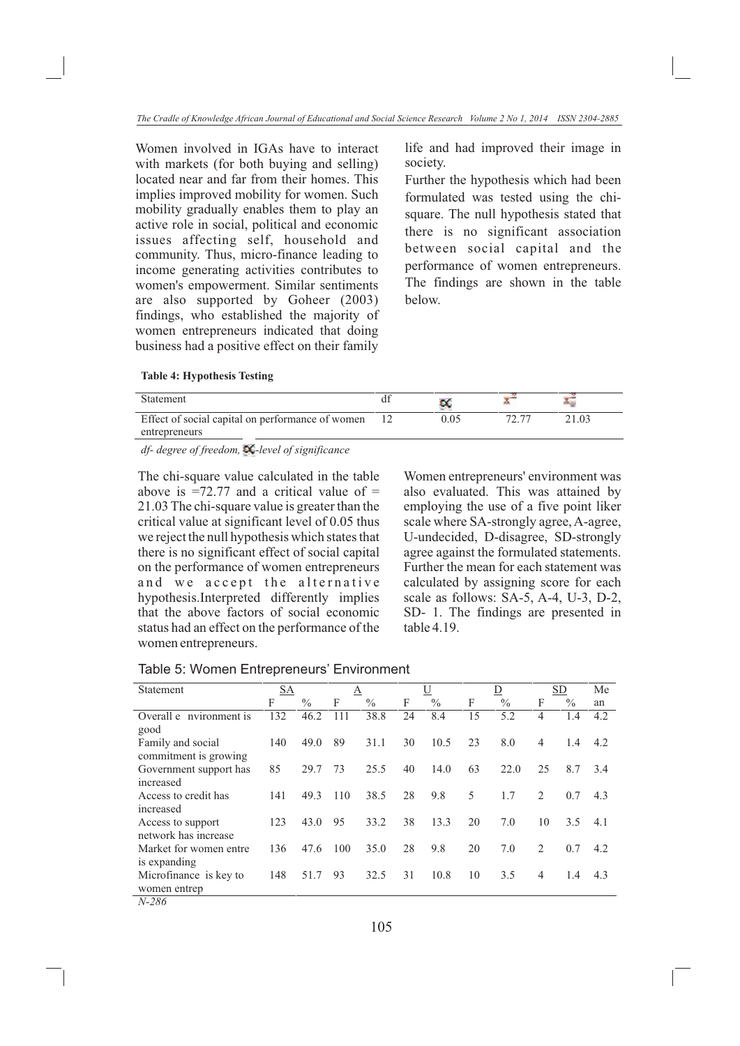Women involved in IGAs have to interact with markets (for both buying and selling) located near and far from their homes. This implies improved mobility for women. Such mobility gradually enables them to play an active role in social, political and economic issues affecting self, household and community. Thus, micro-finance leading to income generating activities contributes to women's empowerment. Similar sentiments are also supported by Goheer (2003) findings, who established the majority of women entrepreneurs indicated that doing business had a positive effect on their family life and had improved their image in society.

Further the hypothesis which had been formulated was tested using the chi-square. The null hypothesis stated that there is no significant association between social capital and the performance of women entrepreneurs. The findings are shown in the table below.

**Table 4: Hypothesis Testing**

| Statement | df | $\alpha$ | $x^2$ | $x^2_c$ |
|---|---|---|---|---|
| Effect of social capital on performance of women entrepreneurs | 12 | 0.05 | 72.77 | 21.03 |

*df- degree of freedom, $\alpha$-level of significance*

The chi-square value calculated in the table above is =72.77 and a critical value of = 21.03 The chi-square value is greater than the critical value at significant level of 0.05 thus we reject the null hypothesis which states that there is no significant effect of social capital on the performance of women entrepreneurs and we accept the alternative hypothesis.Interpreted differently implies that the above factors of social economic status had an effect on the performance of the women entrepreneurs.

Women entrepreneurs' environment was also evaluated. This was attained by employing the use of a five point liker scale where SA-strongly agree, A-agree, U-undecided, D-disagree, SD-strongly agree against the formulated statements. Further the mean for each statement was calculated by assigning score for each scale as follows: SA-5, A-4, U-3, D-2, SD- 1. The findings are presented in table 4.19.

Table 5: Women Entrepreneurs' Environment

| Statement | SA | | A | | U | | D | | SD | | Mean |
|---|---|---|---|---|---|---|---|---|---|---|---|
| | F | % | F | % | F | % | F | % | F | % | |
| Overall e nvironment is good | 132 | 46.2 | 111 | 38.8 | 24 | 8.4 | 15 | 5.2 | 4 | 1.4 | 4.2 |
| Family and social commitment is growing | 140 | 49.0 | 89 | 31.1 | 30 | 10.5 | 23 | 8.0 | 4 | 1.4 | 4.2 |
| Government support has increased | 85 | 29.7 | 73 | 25.5 | 40 | 14.0 | 63 | 22.0 | 25 | 8.7 | 3.4 |
| Access to credit has increased | 141 | 49.3 | 110 | 38.5 | 28 | 9.8 | 5 | 1.7 | 2 | 0.7 | 4.3 |
| Access to support network has increase | 123 | 43.0 | 95 | 33.2 | 38 | 13.3 | 20 | 7.0 | 10 | 3.5 | 4.1 |
| Market for women entre is expanding | 136 | 47.6 | 100 | 35.0 | 28 | 9.8 | 20 | 7.0 | 2 | 0.7 | 4.2 |
| Microfinance is key to women entrep | 148 | 51.7 | 93 | 32.5 | 31 | 10.8 | 10 | 3.5 | 4 | 1.4 | 4.3 |

*N-286*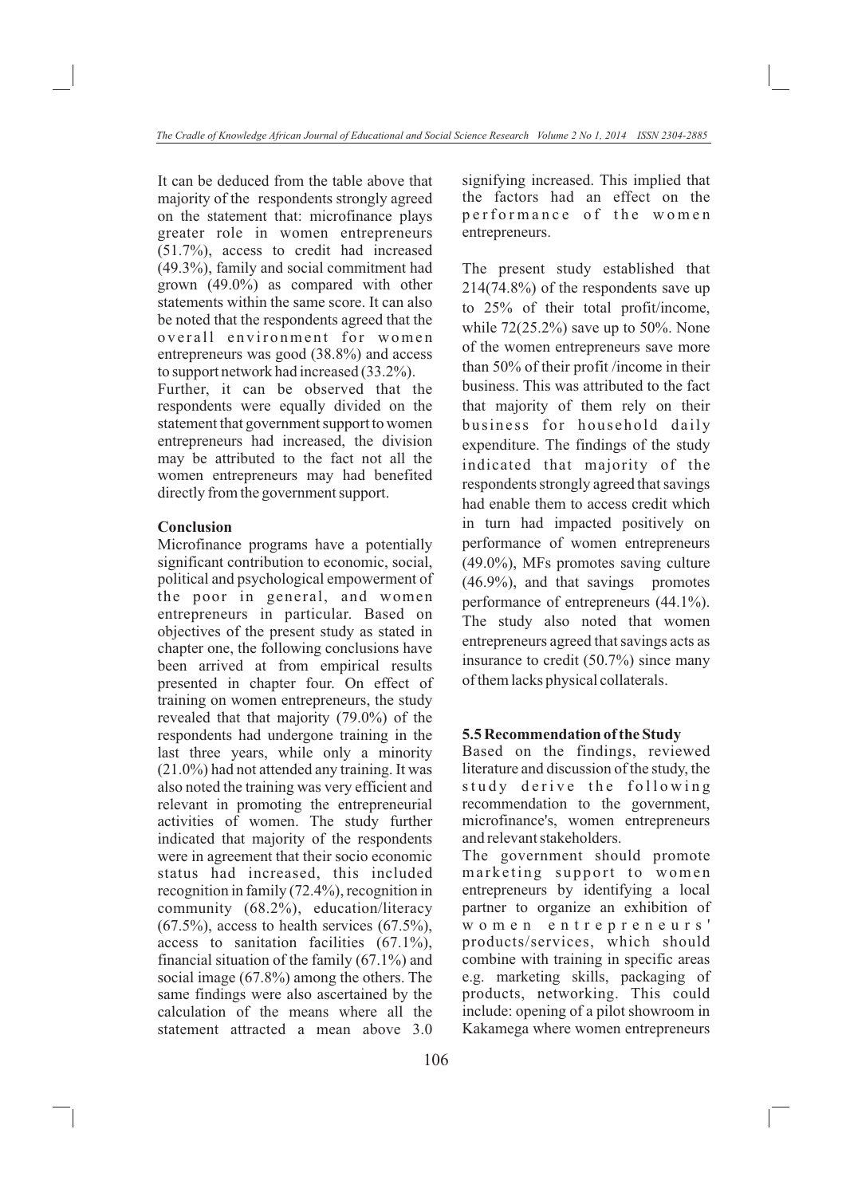It can be deduced from the table above that majority of the respondents strongly agreed on the statement that: microfinance plays greater role in women entrepreneurs (51.7%), access to credit had increased (49.3%), family and social commitment had grown (49.0%) as compared with other statements within the same score. It can also be noted that the respondents agreed that the overall environment for women entrepreneurs was good (38.8%) and access to support network had increased (33.2%).

Further, it can be observed that the respondents were equally divided on the statement that government support to women entrepreneurs had increased, the division may be attributed to the fact not all the women entrepreneurs may had benefited directly from the government support.

**Conclusion**

Microfinance programs have a potentially significant contribution to economic, social, political and psychological empowerment of the poor in general, and women entrepreneurs in particular. Based on objectives of the present study as stated in chapter one, the following conclusions have been arrived at from empirical results presented in chapter four. On effect of training on women entrepreneurs, the study revealed that that majority (79.0%) of the respondents had undergone training in the last three years, while only a minority (21.0%) had not attended any training. It was also noted the training was very efficient and relevant in promoting the entrepreneurial activities of women. The study further indicated that majority of the respondents were in agreement that their socio economic status had increased, this included recognition in family (72.4%), recognition in community (68.2%), education/literacy (67.5%), access to health services (67.5%), access to sanitation facilities (67.1%), financial situation of the family (67.1%) and social image (67.8%) among the others. The same findings were also ascertained by the calculation of the means where all the statement attracted a mean above 3.0 signifying increased. This implied that the factors had an effect on the performance of the women entrepreneurs.

The present study established that 214(74.8%) of the respondents save up to 25% of their total profit/income, while 72(25.2%) save up to 50%. None of the women entrepreneurs save more than 50% of their profit /income in their business. This was attributed to the fact that majority of them rely on their business for household daily expenditure. The findings of the study indicated that majority of the respondents strongly agreed that savings had enable them to access credit which in turn had impacted positively on performance of women entrepreneurs (49.0%), MFs promotes saving culture (46.9%), and that savings promotes performance of entrepreneurs (44.1%). The study also noted that women entrepreneurs agreed that savings acts as insurance to credit (50.7%) since many of them lacks physical collaterals.

**5.5 Recommendation of the Study**

Based on the findings, reviewed literature and discussion of the study, the study derive the following recommendation to the government, microfinance's, women entrepreneurs and relevant stakeholders.

The government should promote marketing support to women entrepreneurs by identifying a local partner to organize an exhibition of women entrepreneurs' products/services, which should combine with training in specific areas e.g. marketing skills, packaging of products, networking. This could include: opening of a pilot showroom in Kakamega where women entrepreneurs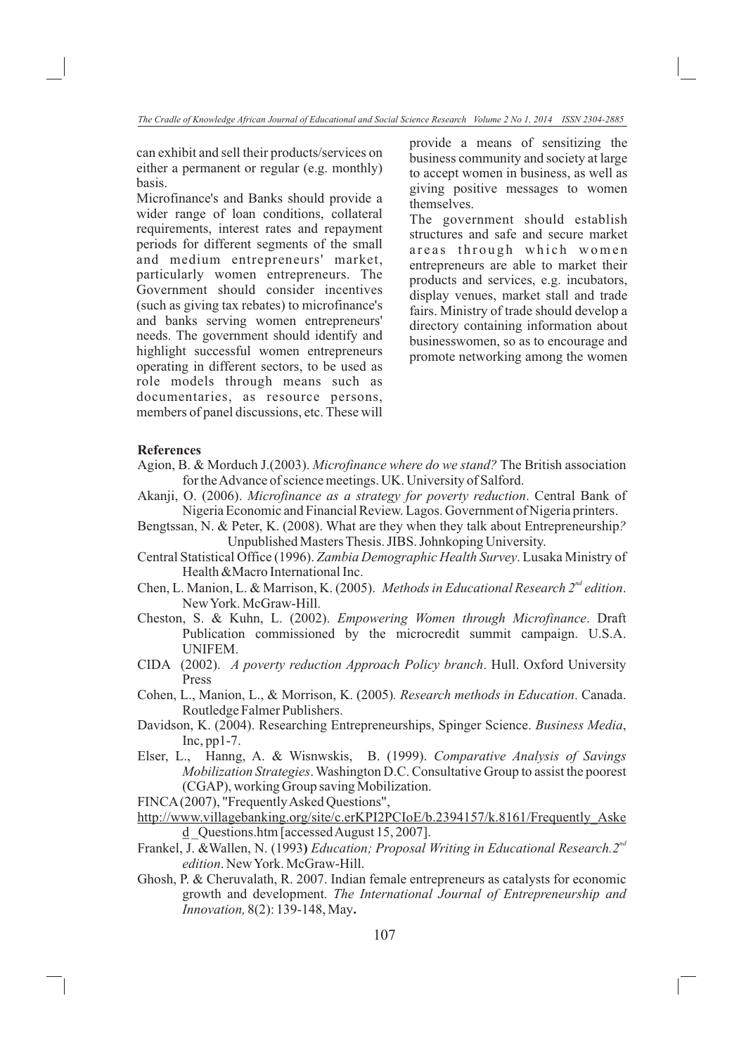can exhibit and sell their products/services on either a permanent or regular (e.g. monthly) basis.

Microfinance's and Banks should provide a wider range of loan conditions, collateral requirements, interest rates and repayment periods for different segments of the small and medium entrepreneurs' market, particularly women entrepreneurs. The Government should consider incentives (such as giving tax rebates) to microfinance's and banks serving women entrepreneurs' needs. The government should identify and highlight successful women entrepreneurs operating in different sectors, to be used as role models through means such as documentaries, as resource persons, members of panel discussions, etc. These will provide a means of sensitizing the business community and society at large to accept women in business, as well as giving positive messages to women themselves.

The government should establish structures and safe and secure market areas through which women entrepreneurs are able to market their products and services, e.g. incubators, display venues, market stall and trade fairs. Ministry of trade should develop a directory containing information about businesswomen, so as to encourage and promote networking among the women

**References**

Agion, B. & Morduch J.(2003). *Microfinance where do we stand?* The British association for the Advance of science meetings. UK. University of Salford.

Akanji, O. (2006). *Microfinance as a strategy for poverty reduction*. Central Bank of Nigeria Economic and Financial Review. Lagos. Government of Nigeria printers.

Bengtssan, N. & Peter, K. (2008). What are they when they talk about Entrepreneurship*?* Unpublished Masters Thesis. JIBS. Johnkoping University.

Central Statistical Office (1996). *Zambia Demographic Health Survey*. Lusaka Ministry of Health &Macro International Inc.

Chen, L. Manion, L. & Marrison, K. (2005). *Methods in Educational Research 2nd edition*. New York. McGraw-Hill.

Cheston, S. & Kuhn, L. (2002). *Empowering Women through Microfinance*. Draft Publication commissioned by the microcredit summit campaign. U.S.A. UNIFEM.

CIDA (2002). *A poverty reduction Approach Policy branch*. Hull. Oxford University Press

Cohen, L., Manion, L., & Morrison, K. (2005)*. Research methods in Education*. Canada. Routledge Falmer Publishers.

Davidson, K. (2004). Researching Entrepreneurships, Spinger Science. *Business Media*, Inc, pp1-7.

Elser, L., Hanng, A. & Wisnwskis, B. (1999). *Comparative Analysis of Savings Mobilization Strategies*. Washington D.C. Consultative Group to assist the poorest (CGAP), working Group saving Mobilization.

FINCA (2007), "Frequently Asked Questions",
http://www.villagebanking.org/site/c.erKPI2PCIoE/b.2394157/k.8161/Frequently_Asked_Questions.htm [accessed August 15, 2007].

Frankel, J. &Wallen, N. (1993**)** *Education; Proposal Writing in Educational Research.2nd edition*. New York. McGraw-Hill.

Ghosh, P. & Cheruvalath, R. 2007. Indian female entrepreneurs as catalysts for economic growth and development. *The International Journal of Entrepreneurship and Innovation,* 8(2): 139-148, May**.**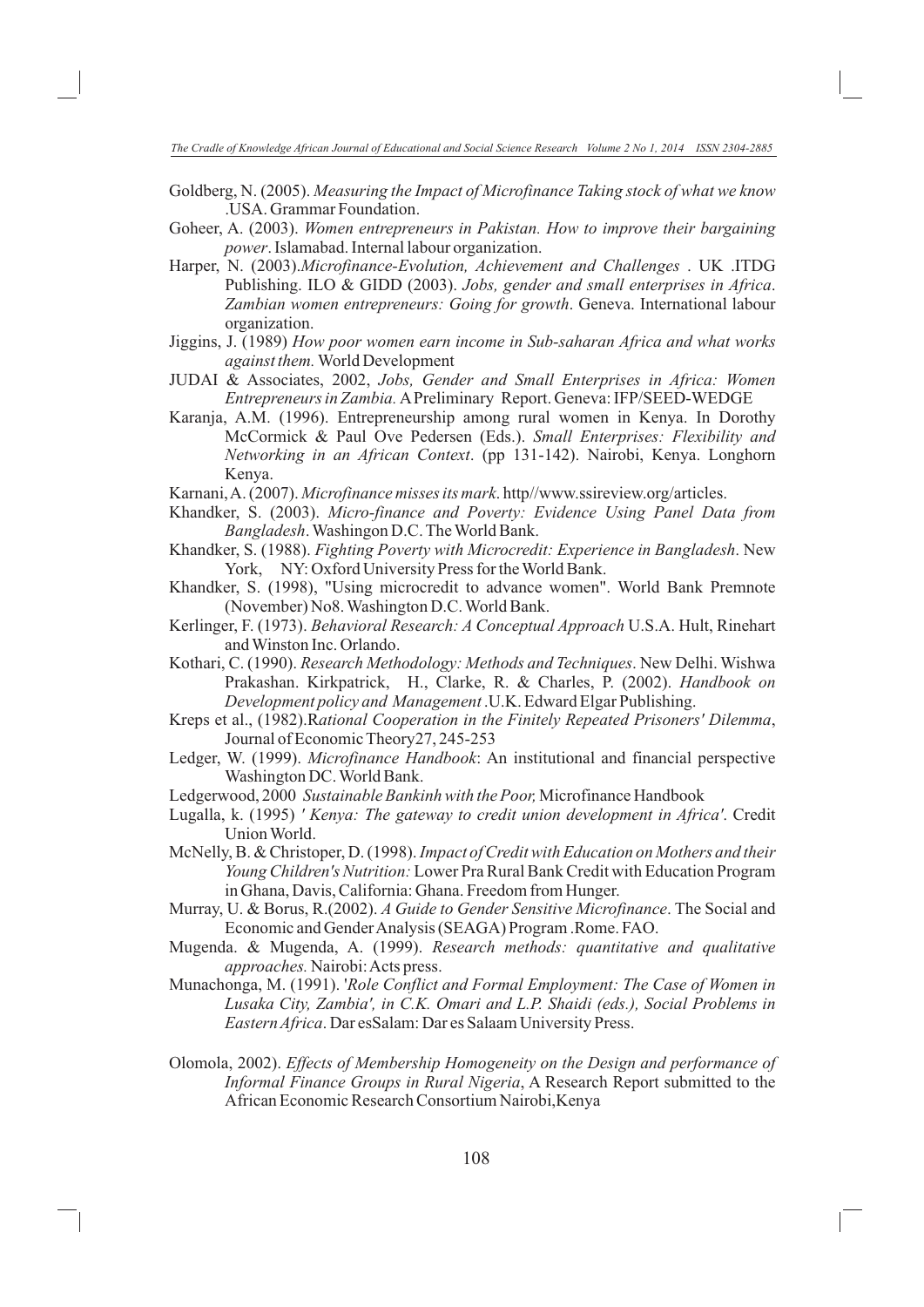Goldberg, N. (2005). *Measuring the Impact of Microfinance Taking stock of what we know* .USA. Grammar Foundation.

Goheer, A. (2003). *Women entrepreneurs in Pakistan. How to improve their bargaining power*. Islamabad. Internal labour organization.

Harper, N. (2003).*Microfinance-Evolution, Achievement and Challenges* . UK .ITDG Publishing. ILO & GIDD (2003). *Jobs, gender and small enterprises in Africa. Zambian women entrepreneurs: Going for growth*. Geneva. International labour organization.

Jiggins, J. (1989) *How poor women earn income in Sub-saharan Africa and what works against them.* World Development

JUDAI & Associates, 2002, *Jobs, Gender and Small Enterprises in Africa: Women Entrepreneurs in Zambia.* A Preliminary Report. Geneva: IFP/SEED-WEDGE

Karanja, A.M. (1996). Entrepreneurship among rural women in Kenya. In Dorothy McCormick & Paul Ove Pedersen (Eds.). *Small Enterprises: Flexibility and Networking in an African Context*. (pp 131-142). Nairobi, Kenya. Longhorn Kenya.

Karnani, A. (2007). *Microfinance misses its mark*. http//www.ssireview.org/articles.

Khandker, S. (2003). *Micro-finance and Poverty: Evidence Using Panel Data from Bangladesh*. Washingon D.C. The World Bank.

Khandker, S. (1988). *Fighting Poverty with Microcredit: Experience in Bangladesh*. New York, NY: Oxford University Press for the World Bank.

Khandker, S. (1998), "Using microcredit to advance women". World Bank Premnote (November) No8. Washington D.C. World Bank.

Kerlinger, F. (1973). *Behavioral Research: A Conceptual Approach* U.S.A. Hult, Rinehart and Winston Inc. Orlando.

Kothari, C. (1990). *Research Methodology: Methods and Techniques*. New Delhi. Wishwa Prakashan. Kirkpatrick, H., Clarke, R. & Charles, P. (2002). *Handbook on Development policy and Management* .U.K. Edward Elgar Publishing.

Kreps et al., (1982).R*ational Cooperation in the Finitely Repeated Prisoners' Dilemma*, Journal of Economic Theory27, 245-253

Ledger, W. (1999). *Microfinance Handbook*: An institutional and financial perspective Washington DC. World Bank.

Ledgerwood, 2000 *Sustainable Bankinh with the Poor,* Microfinance Handbook

Lugalla, k. (1995) *' Kenya: The gateway to credit union development in Africa'.* Credit Union World.

McNelly, B. & Christoper, D. (1998). *Impact of Credit with Education on Mothers and their Young Children's Nutrition:* Lower Pra Rural Bank Credit with Education Program in Ghana, Davis, California: Ghana. Freedom from Hunger.

Murray, U. & Borus, R.(2002). *A Guide to Gender Sensitive Microfinance*. The Social and Economic and Gender Analysis (SEAGA) Program .Rome. FAO.

Mugenda. & Mugenda, A. (1999). *Research methods: quantitative and qualitative approaches.* Nairobi: Acts press.

Munachonga, M. (1991). '*Role Conflict and Formal Employment: The Case of Women in Lusaka City, Zambia', in C.K. Omari and L.P. Shaidi (eds.), Social Problems in Eastern Africa*. Dar esSalam: Dar es Salaam University Press.

Olomola, 2002). *Effects of Membership Homogeneity on the Design and performance of Informal Finance Groups in Rural Nigeria*, A Research Report submitted to the African Economic Research Consortium Nairobi,Kenya